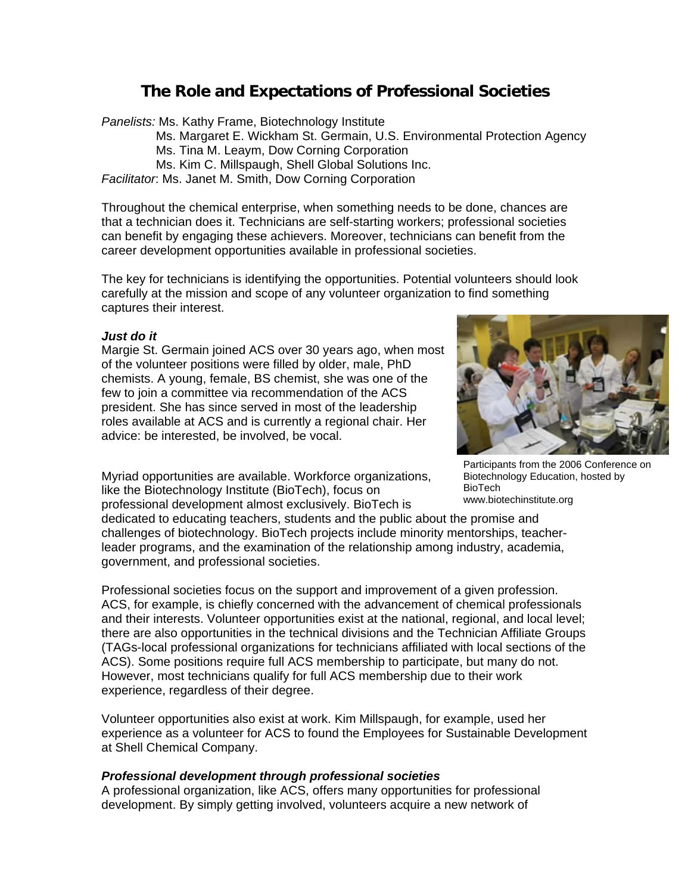# The Role and Expectations of Professional Societies

*Panelists:* Ms. Kathy Frame, Biotechnology Institute
Ms. Margaret E. Wickham St. Germain, U.S. Environmental Protection Agency
Ms. Tina M. Leaym, Dow Corning Corporation
Ms. Kim C. Millspaugh, Shell Global Solutions Inc.
*Facilitator*: Ms. Janet M. Smith, Dow Corning Corporation

Throughout the chemical enterprise, when something needs to be done, chances are that a technician does it. Technicians are self-starting workers; professional societies can benefit by engaging these achievers. Moreover, technicians can benefit from the career development opportunities available in professional societies.

The key for technicians is identifying the opportunities. Potential volunteers should look carefully at the mission and scope of any volunteer organization to find something captures their interest.

***Just do it***

Margie St. Germain joined ACS over 30 years ago, when most of the volunteer positions were filled by older, male, PhD chemists. A young, female, BS chemist, she was one of the few to join a committee via recommendation of the ACS president. She has since served in most of the leadership roles available at ACS and is currently a regional chair. Her advice: be interested, be involved, be vocal.

Participants from the 2006 Conference on Biotechnology Education, hosted by BioTech www.biotechinstitute.org

Myriad opportunities are available. Workforce organizations, like the Biotechnology Institute (BioTech), focus on professional development almost exclusively. BioTech is dedicated to educating teachers, students and the public about the promise and challenges of biotechnology. BioTech projects include minority mentorships, teacher-leader programs, and the examination of the relationship among industry, academia, government, and professional societies.

Professional societies focus on the support and improvement of a given profession. ACS, for example, is chiefly concerned with the advancement of chemical professionals and their interests. Volunteer opportunities exist at the national, regional, and local level; there are also opportunities in the technical divisions and the Technician Affiliate Groups (TAGs-local professional organizations for technicians affiliated with local sections of the ACS). Some positions require full ACS membership to participate, but many do not. However, most technicians qualify for full ACS membership due to their work experience, regardless of their degree.

Volunteer opportunities also exist at work. Kim Millspaugh, for example, used her experience as a volunteer for ACS to found the Employees for Sustainable Development at Shell Chemical Company.

***Professional development through professional societies***

A professional organization, like ACS, offers many opportunities for professional development. By simply getting involved, volunteers acquire a new network of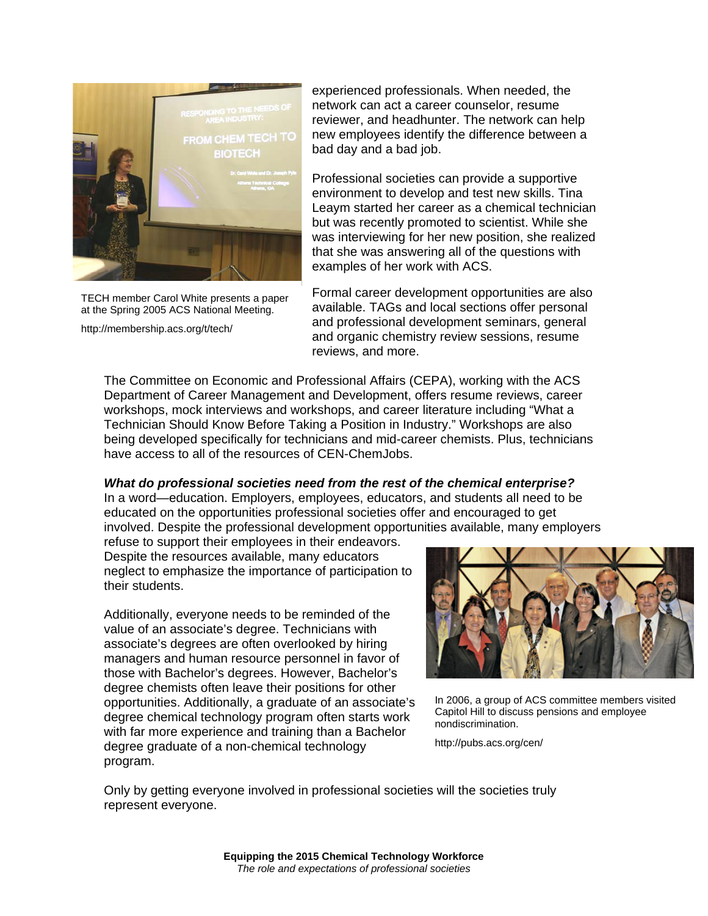TECH member Carol White presents a paper at the Spring 2005 ACS National Meeting.

http://membership.acs.org/t/tech/

experienced professionals. When needed, the network can act a career counselor, resume reviewer, and headhunter. The network can help new employees identify the difference between a bad day and a bad job.

Professional societies can provide a supportive environment to develop and test new skills. Tina Leaym started her career as a chemical technician but was recently promoted to scientist. While she was interviewing for her new position, she realized that she was answering all of the questions with examples of her work with ACS.

Formal career development opportunities are also available. TAGs and local sections offer personal and professional development seminars, general and organic chemistry review sessions, resume reviews, and more.

The Committee on Economic and Professional Affairs (CEPA), working with the ACS Department of Career Management and Development, offers resume reviews, career workshops, mock interviews and workshops, and career literature including "What a Technician Should Know Before Taking a Position in Industry." Workshops are also being developed specifically for technicians and mid-career chemists. Plus, technicians have access to all of the resources of CEN-ChemJobs.

***What do professional societies need from the rest of the chemical enterprise?***

In a word—education. Employers, employees, educators, and students all need to be educated on the opportunities professional societies offer and encouraged to get involved. Despite the professional development opportunities available, many employers refuse to support their employees in their endeavors. Despite the resources available, many educators neglect to emphasize the importance of participation to their students.

Additionally, everyone needs to be reminded of the value of an associate's degree. Technicians with associate's degrees are often overlooked by hiring managers and human resource personnel in favor of those with Bachelor's degrees. However, Bachelor's degree chemists often leave their positions for other opportunities. Additionally, a graduate of an associate's degree chemical technology program often starts work with far more experience and training than a Bachelor degree graduate of a non-chemical technology program.

In 2006, a group of ACS committee members visited Capitol Hill to discuss pensions and employee nondiscrimination.

http://pubs.acs.org/cen/

Only by getting everyone involved in professional societies will the societies truly represent everyone.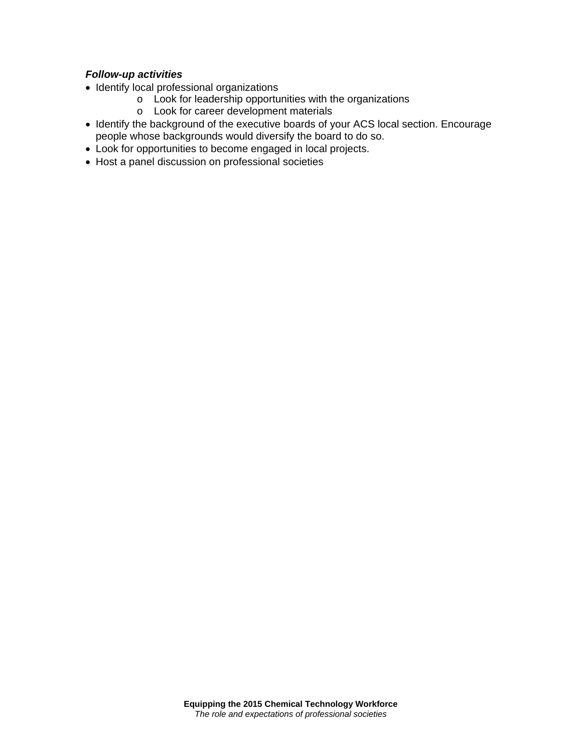***Follow-up activities***

- Identify local professional organizations
  - Look for leadership opportunities with the organizations
  - Look for career development materials
- Identify the background of the executive boards of your ACS local section. Encourage people whose backgrounds would diversify the board to do so.
- Look for opportunities to become engaged in local projects.
- Host a panel discussion on professional societies